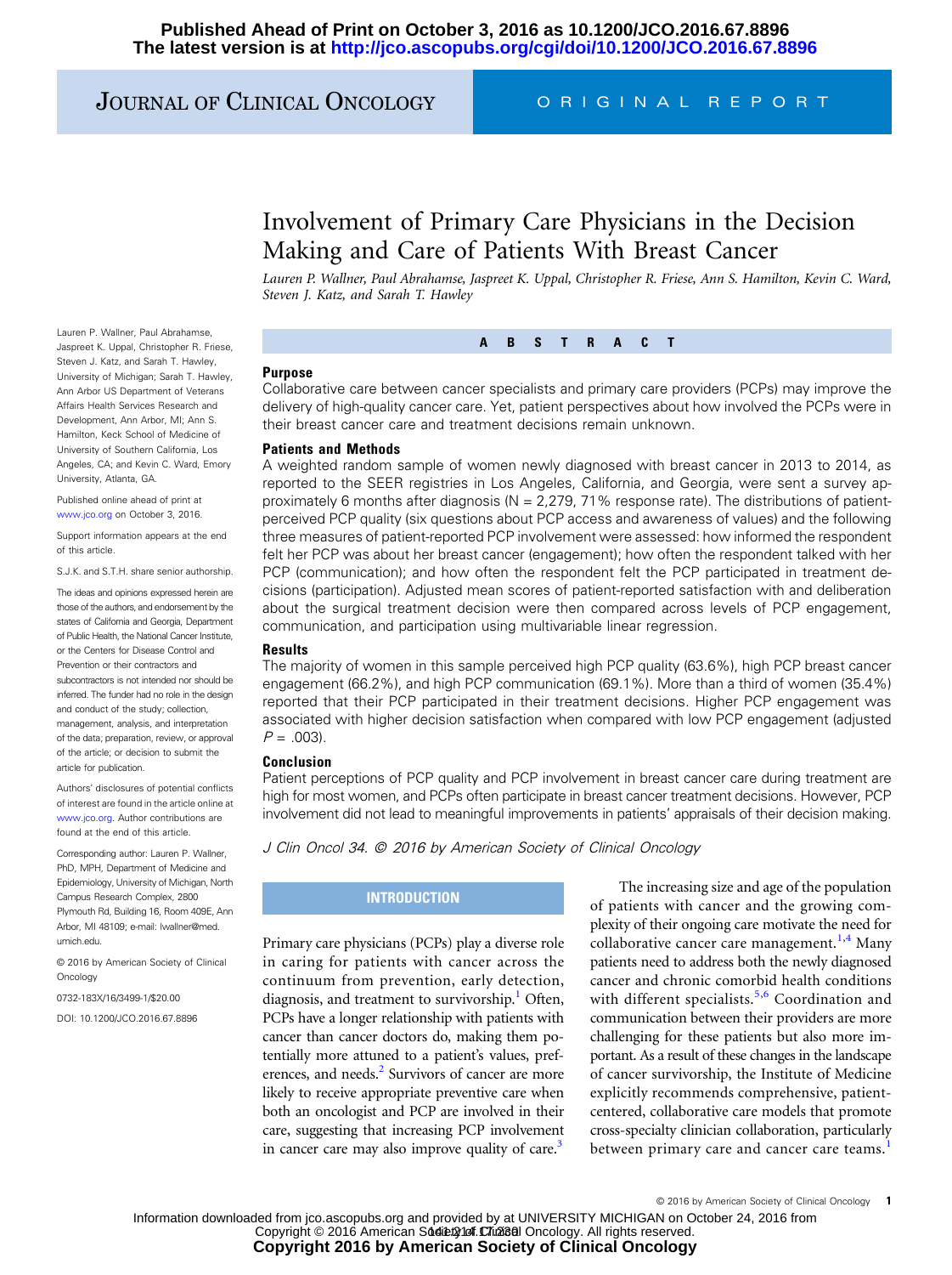# Involvement of Primary Care Physicians in the Decision Making and Care of Patients With Breast Cancer

*Lauren P. Wallner, Paul Abrahamse, Jaspreet K. Uppal, Christopher R. Friese, Ann S. Hamilton, Kevin C. Ward, Steven J. Katz, and Sarah T. Hawley*

Lauren P. Wallner, Paul Abrahamse, Jaspreet K. Uppal, Christopher R. Friese, Steven J. Katz, and Sarah T. Hawley, University of Michigan; Sarah T. Hawley, Ann Arbor US Department of Veterans Affairs Health Services Research and Development, Ann Arbor, MI; Ann S. Hamilton, Keck School of Medicine of University of Southern California, Los Angeles, CA; and Kevin C. Ward, Emory University, Atlanta, GA.

Published online ahead of print at www.jco.org on October 3, 2016.

Support information appears at the end of this article.

S.J.K. and S.T.H. share senior authorship.

The ideas and opinions expressed herein are those of the authors, and endorsement by the states of California and Georgia, Department of Public Health, the National Cancer Institute, or the Centers for Disease Control and Prevention or their contractors and subcontractors is not intended nor should be inferred. The funder had no role in the design and conduct of the study; collection, management, analysis, and interpretation of the data; preparation, review, or approval of the article; or decision to submit the article for publication.

Authors' disclosures of potential conflicts of interest are found in the article online at www.jco.org. Author contributions are found at the end of this article.

Corresponding author: Lauren P. Wallner, PhD, MPH, Department of Medicine and Epidemiology, University of Michigan, North Campus Research Complex, 2800 Plymouth Rd, Building 16, Room 409E, Ann Arbor, MI 48109; e-mail: lwallner@med.umich.edu.

© 2016 by American Society of Clinical Oncology

0732-183X/16/3499-1/$20.00

DOI: 10.1200/JCO.2016.67.8896

## ABSTRACT

### Purpose

Collaborative care between cancer specialists and primary care providers (PCPs) may improve the delivery of high-quality cancer care. Yet, patient perspectives about how involved the PCPs were in their breast cancer care and treatment decisions remain unknown.

### Patients and Methods

A weighted random sample of women newly diagnosed with breast cancer in 2013 to 2014, as reported to the SEER registries in Los Angeles, California, and Georgia, were sent a survey approximately 6 months after diagnosis (N = 2,279, 71% response rate). The distributions of patient-perceived PCP quality (six questions about PCP access and awareness of values) and the following three measures of patient-reported PCP involvement were assessed: how informed the respondent felt her PCP was about her breast cancer (engagement); how often the respondent talked with her PCP (communication); and how often the respondent felt the PCP participated in treatment decisions (participation). Adjusted mean scores of patient-reported satisfaction with and deliberation about the surgical treatment decision were then compared across levels of PCP engagement, communication, and participation using multivariable linear regression.

### Results

The majority of women in this sample perceived high PCP quality (63.6%), high PCP breast cancer engagement (66.2%), and high PCP communication (69.1%). More than a third of women (35.4%) reported that their PCP participated in their treatment decisions. Higher PCP engagement was associated with higher decision satisfaction when compared with low PCP engagement (adjusted $P = .003$).

### Conclusion

Patient perceptions of PCP quality and PCP involvement in breast cancer care during treatment are high for most women, and PCPs often participate in breast cancer treatment decisions. However, PCP involvement did not lead to meaningful improvements in patients' appraisals of their decision making.

*J Clin Oncol 34. © 2016 by American Society of Clinical Oncology*

## INTRODUCTION

Primary care physicians (PCPs) play a diverse role in caring for patients with cancer across the continuum from prevention, early detection, diagnosis, and treatment to survivorship.[1] Often, PCPs have a longer relationship with patients with cancer than cancer doctors do, making them potentially more attuned to a patient's values, preferences, and needs.[2] Survivors of cancer are more likely to receive appropriate preventive care when both an oncologist and PCP are involved in their care, suggesting that increasing PCP involvement in cancer care may also improve quality of care.[3]

The increasing size and age of the population of patients with cancer and the growing complexity of their ongoing care motivate the need for collaborative cancer care management.[1,4] Many patients need to address both the newly diagnosed cancer and chronic comorbid health conditions with different specialists.[5,6] Coordination and communication between their providers are more challenging for these patients but also more important. As a result of these changes in the landscape of cancer survivorship, the Institute of Medicine explicitly recommends comprehensive, patient-centered, collaborative care models that promote cross-specialty clinician collaboration, particularly between primary care and cancer care teams.[1]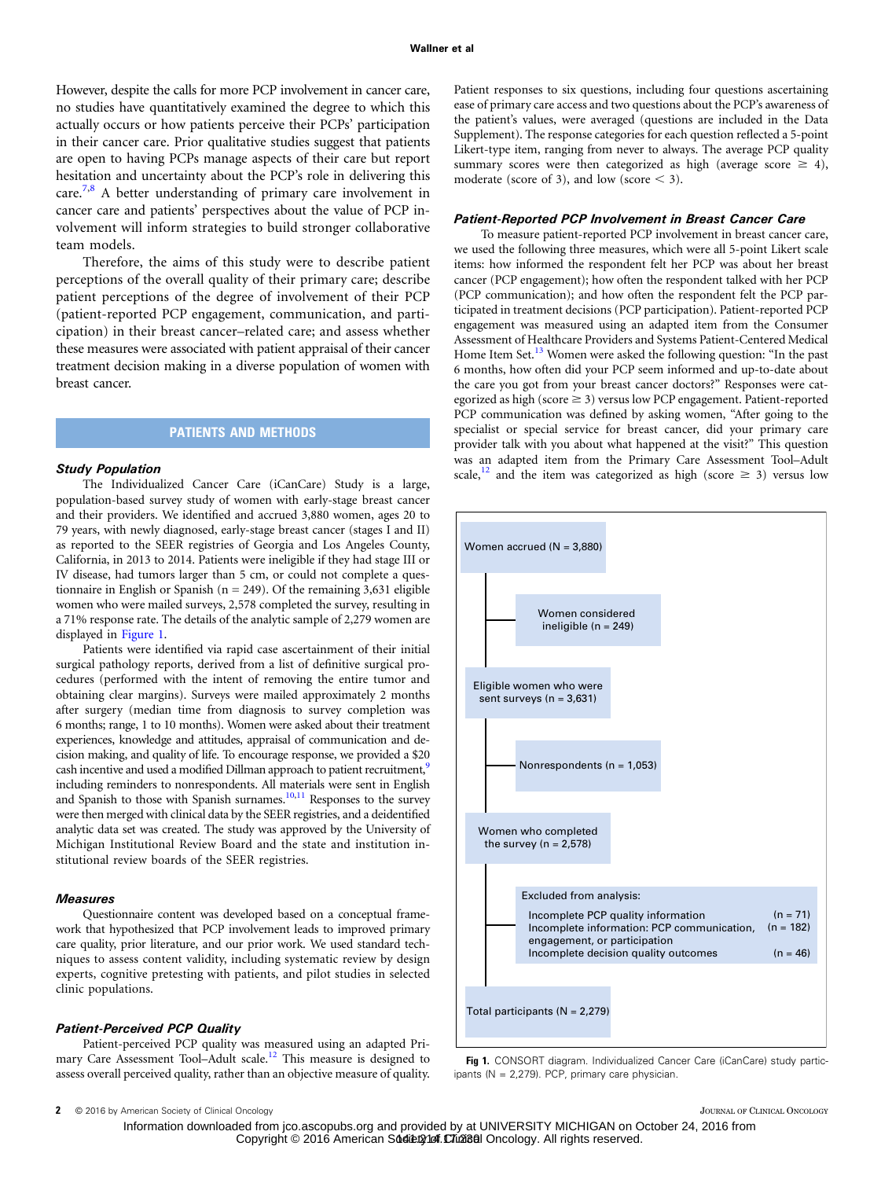However, despite the calls for more PCP involvement in cancer care, no studies have quantitatively examined the degree to which this actually occurs or how patients perceive their PCPs' participation in their cancer care. Prior qualitative studies suggest that patients are open to having PCPs manage aspects of their care but report hesitation and uncertainty about the PCP's role in delivering this care.[7,8] A better understanding of primary care involvement in cancer care and patients' perspectives about the value of PCP involvement will inform strategies to build stronger collaborative team models.

Therefore, the aims of this study were to describe patient perceptions of the overall quality of their primary care; describe patient perceptions of the degree of involvement of their PCP (patient-reported PCP engagement, communication, and participation) in their breast cancer–related care; and assess whether these measures were associated with patient appraisal of their cancer treatment decision making in a diverse population of women with breast cancer.

## PATIENTS AND METHODS

### *Study Population*

The Individualized Cancer Care (iCanCare) Study is a large, population-based survey study of women with early-stage breast cancer and their providers. We identified and accrued 3,880 women, ages 20 to 79 years, with newly diagnosed, early-stage breast cancer (stages I and II) as reported to the SEER registries of Georgia and Los Angeles County, California, in 2013 to 2014. Patients were ineligible if they had stage III or IV disease, had tumors larger than 5 cm, or could not complete a questionnaire in English or Spanish (n = 249). Of the remaining 3,631 eligible women who were mailed surveys, 2,578 completed the survey, resulting in a 71% response rate. The details of the analytic sample of 2,279 women are displayed in Figure 1.

Patients were identified via rapid case ascertainment of their initial surgical pathology reports, derived from a list of definitive surgical procedures (performed with the intent of removing the entire tumor and obtaining clear margins). Surveys were mailed approximately 2 months after surgery (median time from diagnosis to survey completion was 6 months; range, 1 to 10 months). Women were asked about their treatment experiences, knowledge and attitudes, appraisal of communication and decision making, and quality of life. To encourage response, we provided a $20 cash incentive and used a modified Dillman approach to patient recruitment,[9] including reminders to nonrespondents. All materials were sent in English and Spanish to those with Spanish surnames.[10,11] Responses to the survey were then merged with clinical data by the SEER registries, and a deidentified analytic data set was created. The study was approved by the University of Michigan Institutional Review Board and the state and institution institutional review boards of the SEER registries.

### *Measures*

Questionnaire content was developed based on a conceptual framework that hypothesized that PCP involvement leads to improved primary care quality, prior literature, and our prior work. We used standard techniques to assess content validity, including systematic review by design experts, cognitive pretesting with patients, and pilot studies in selected clinic populations.

### *Patient-Perceived PCP Quality*

Patient-perceived PCP quality was measured using an adapted Primary Care Assessment Tool–Adult scale.[12] This measure is designed to assess overall perceived quality, rather than an objective measure of quality. Patient responses to six questions, including four questions ascertaining ease of primary care access and two questions about the PCP's awareness of the patient's values, were averaged (questions are included in the Data Supplement). The response categories for each question reflected a 5-point Likert-type item, ranging from never to always. The average PCP quality summary scores were then categorized as high (average score $\geq$ 4), moderate (score of 3), and low (score $<$ 3).

### *Patient-Reported PCP Involvement in Breast Cancer Care*

To measure patient-reported PCP involvement in breast cancer care, we used the following three measures, which were all 5-point Likert scale items: how informed the respondent felt her PCP was about her breast cancer (PCP engagement); how often the respondent talked with her PCP (PCP communication); and how often the respondent felt the PCP participated in treatment decisions (PCP participation). Patient-reported PCP engagement was measured using an adapted item from the Consumer Assessment of Healthcare Providers and Systems Patient-Centered Medical Home Item Set.[13] Women were asked the following question: "In the past 6 months, how often did your PCP seem informed and up-to-date about the care you got from your breast cancer doctors?" Responses were categorized as high (score $\geq$ 3) versus low PCP engagement. Patient-reported PCP communication was defined by asking women, "After going to the specialist or special service for breast cancer, did your primary care provider talk with you about what happened at the visit?" This question was an adapted item from the Primary Care Assessment Tool–Adult scale,[12] and the item was categorized as high (score $\geq$ 3) versus low

Women accrued (N = 3,880)
- Women considered ineligible (n = 249)

Eligible women who were sent surveys (n = 3,631)
- Nonrespondents (n = 1,053)

Women who completed the survey (n = 2,578)
- Excluded from analysis:
  - Incomplete PCP quality information (n = 71)
  - Incomplete information: PCP communication, engagement, or participation (n = 182)
  - Incomplete decision quality outcomes (n = 46)

Total participants (N = 2,279)

**Fig 1.** CONSORT diagram. Individualized Cancer Care (iCanCare) study participants (N = 2,279). PCP, primary care physician.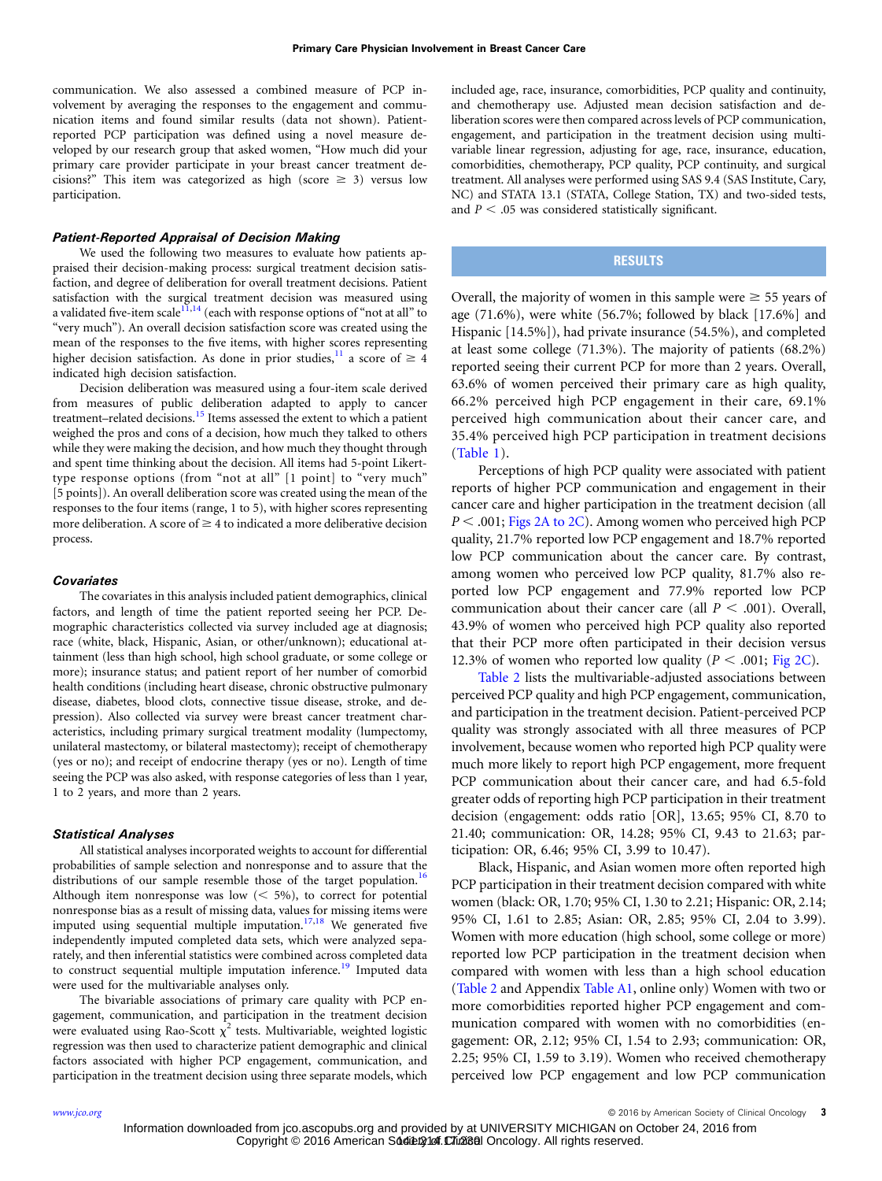communication. We also assessed a combined measure of PCP involvement by averaging the responses to the engagement and communication items and found similar results (data not shown). Patient-reported PCP participation was defined using a novel measure developed by our research group that asked women, "How much did your primary care provider participate in your breast cancer treatment decisions?" This item was categorized as high (score ≥ 3) versus low participation.

### Patient-Reported Appraisal of Decision Making

We used the following two measures to evaluate how patients appraised their decision-making process: surgical treatment decision satisfaction, and degree of deliberation for overall treatment decisions. Patient satisfaction with the surgical treatment decision was measured using a validated five-item scale[11,14] (each with response options of "not at all" to "very much"). An overall decision satisfaction score was created using the mean of the responses to the five items, with higher scores representing higher decision satisfaction. As done in prior studies,[11] a score of ≥ 4 indicated high decision satisfaction.

Decision deliberation was measured using a four-item scale derived from measures of public deliberation adapted to apply to cancer treatment–related decisions.[15] Items assessed the extent to which a patient weighed the pros and cons of a decision, how much they talked to others while they were making the decision, and how much they thought through and spent time thinking about the decision. All items had 5-point Likert-type response options (from "not at all" [1 point] to "very much" [5 points]). An overall deliberation score was created using the mean of the responses to the four items (range, 1 to 5), with higher scores representing more deliberation. A score of ≥ 4 to indicated a more deliberative decision process.

### Covariates

The covariates in this analysis included patient demographics, clinical factors, and length of time the patient reported seeing her PCP. Demographic characteristics collected via survey included age at diagnosis; race (white, black, Hispanic, Asian, or other/unknown); educational attainment (less than high school, high school graduate, or some college or more); insurance status; and patient report of her number of comorbid health conditions (including heart disease, chronic obstructive pulmonary disease, diabetes, blood clots, connective tissue disease, stroke, and depression). Also collected via survey were breast cancer treatment characteristics, including primary surgical treatment modality (lumpectomy, unilateral mastectomy, or bilateral mastectomy); receipt of chemotherapy (yes or no); and receipt of endocrine therapy (yes or no). Length of time seeing the PCP was also asked, with response categories of less than 1 year, 1 to 2 years, and more than 2 years.

### Statistical Analyses

All statistical analyses incorporated weights to account for differential probabilities of sample selection and nonresponse and to assure that the distributions of our sample resemble those of the target population.[16] Although item nonresponse was low (< 5%), to correct for potential nonresponse bias as a result of missing data, values for missing items were imputed using sequential multiple imputation.[17,18] We generated five independently imputed completed data sets, which were analyzed separately, and then inferential statistics were combined across completed data to construct sequential multiple imputation inference.[19] Imputed data were used for the multivariable analyses only.

The bivariable associations of primary care quality with PCP engagement, communication, and participation in the treatment decision were evaluated using Rao-Scott $\chi^2$ tests. Multivariable, weighted logistic regression was then used to characterize patient demographic and clinical factors associated with higher PCP engagement, communication, and participation in the treatment decision using three separate models, which included age, race, insurance, comorbidities, PCP quality and continuity, and chemotherapy use. Adjusted mean decision satisfaction and deliberation scores were then compared across levels of PCP communication, engagement, and participation in the treatment decision using multivariable linear regression, adjusting for age, race, insurance, education, comorbidities, chemotherapy, PCP quality, PCP continuity, and surgical treatment. All analyses were performed using SAS 9.4 (SAS Institute, Cary, NC) and STATA 13.1 (STATA, College Station, TX) and two-sided tests, and $P < .05$ was considered statistically significant.

## RESULTS

Overall, the majority of women in this sample were ≥ 55 years of age (71.6%), were white (56.7%; followed by black [17.6%] and Hispanic [14.5%]), had private insurance (54.5%), and completed at least some college (71.3%). The majority of patients (68.2%) reported seeing their current PCP for more than 2 years. Overall, 63.6% of women perceived their primary care as high quality, 66.2% perceived high PCP engagement in their care, 69.1% perceived high communication about their cancer care, and 35.4% perceived high PCP participation in treatment decisions (Table 1).

Perceptions of high PCP quality were associated with patient reports of higher PCP communication and engagement in their cancer care and higher participation in the treatment decision (all $P < .001$; Figs 2A to 2C). Among women who perceived high PCP quality, 21.7% reported low PCP engagement and 18.7% reported low PCP communication about the cancer care. By contrast, among women who perceived low PCP quality, 81.7% also reported low PCP engagement and 77.9% reported low PCP communication about their cancer care (all $P < .001$). Overall, 43.9% of women who perceived high PCP quality also reported that their PCP more often participated in their decision versus 12.3% of women who reported low quality ($P < .001$; Fig 2C).

Table 2 lists the multivariable-adjusted associations between perceived PCP quality and high PCP engagement, communication, and participation in the treatment decision. Patient-perceived PCP quality was strongly associated with all three measures of PCP involvement, because women who reported high PCP quality were much more likely to report high PCP engagement, more frequent PCP communication about their cancer care, and had 6.5-fold greater odds of reporting high PCP participation in their treatment decision (engagement: odds ratio [OR], 13.65; 95% CI, 8.70 to 21.40; communication: OR, 14.28; 95% CI, 9.43 to 21.63; participation: OR, 6.46; 95% CI, 3.99 to 10.47).

Black, Hispanic, and Asian women more often reported high PCP participation in their treatment decision compared with white women (black: OR, 1.70; 95% CI, 1.30 to 2.21; Hispanic: OR, 2.14; 95% CI, 1.61 to 2.85; Asian: OR, 2.85; 95% CI, 2.04 to 3.99). Women with more education (high school, some college or more) reported low PCP participation in the treatment decision when compared with women with less than a high school education (Table 2 and Appendix Table A1, online only) Women with two or more comorbidities reported higher PCP engagement and communication compared with women with no comorbidities (engagement: OR, 2.12; 95% CI, 1.54 to 2.93; communication: OR, 2.25; 95% CI, 1.59 to 3.19). Women who received chemotherapy perceived low PCP engagement and low PCP communication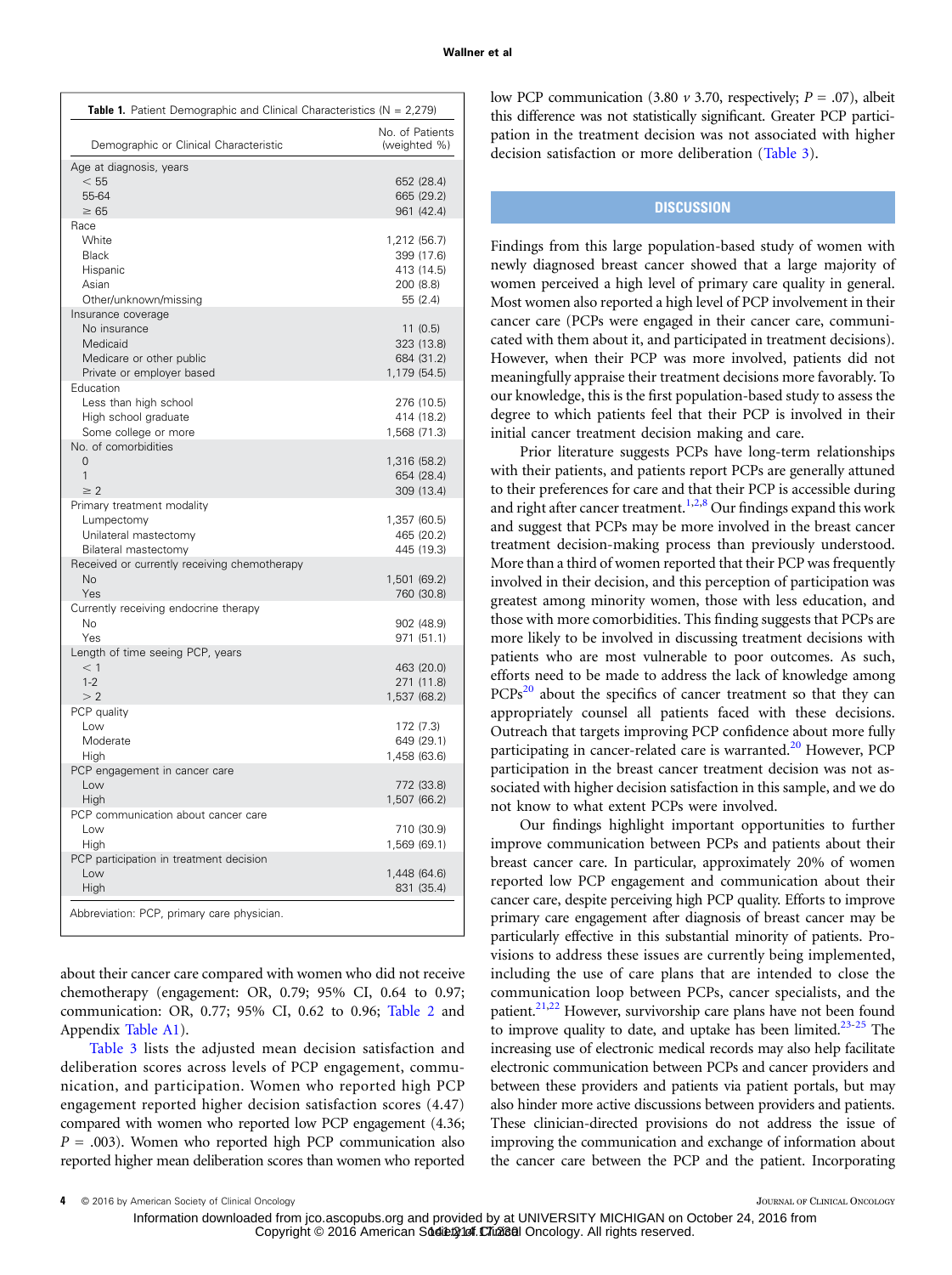**Table 1.** Patient Demographic and Clinical Characteristics (N = 2,279)

| Demographic or Clinical Characteristic | No. of Patients (weighted %) |
|---|---|
| Age at diagnosis, years | |
| < 55 | 652 (28.4) |
| 55-64 | 665 (29.2) |
| ≥ 65 | 961 (42.4) |
| Race | |
| White | 1,212 (56.7) |
| Black | 399 (17.6) |
| Hispanic | 413 (14.5) |
| Asian | 200 (8.8) |
| Other/unknown/missing | 55 (2.4) |
| Insurance coverage | |
| No insurance | 11 (0.5) |
| Medicaid | 323 (13.8) |
| Medicare or other public | 684 (31.2) |
| Private or employer based | 1,179 (54.5) |
| Education | |
| Less than high school | 276 (10.5) |
| High school graduate | 414 (18.2) |
| Some college or more | 1,568 (71.3) |
| No. of comorbidities | |
| 0 | 1,316 (58.2) |
| 1 | 654 (28.4) |
| ≥ 2 | 309 (13.4) |
| Primary treatment modality | |
| Lumpectomy | 1,357 (60.5) |
| Unilateral mastectomy | 465 (20.2) |
| Bilateral mastectomy | 445 (19.3) |
| Received or currently receiving chemotherapy | |
| No | 1,501 (69.2) |
| Yes | 760 (30.8) |
| Currently receiving endocrine therapy | |
| No | 902 (48.9) |
| Yes | 971 (51.1) |
| Length of time seeing PCP, years | |
| < 1 | 463 (20.0) |
| 1-2 | 271 (11.8) |
| > 2 | 1,537 (68.2) |
| PCP quality | |
| Low | 172 (7.3) |
| Moderate | 649 (29.1) |
| High | 1,458 (63.6) |
| PCP engagement in cancer care | |
| Low | 772 (33.8) |
| High | 1,507 (66.2) |
| PCP communication about cancer care | |
| Low | 710 (30.9) |
| High | 1,569 (69.1) |
| PCP participation in treatment decision | |
| Low | 1,448 (64.6) |
| High | 831 (35.4) |

Abbreviation: PCP, primary care physician.

about their cancer care compared with women who did not receive chemotherapy (engagement: OR, 0.79; 95% CI, 0.64 to 0.97; communication: OR, 0.77; 95% CI, 0.62 to 0.96; Table 2 and Appendix Table A1).

Table 3 lists the adjusted mean decision satisfaction and deliberation scores across levels of PCP engagement, communication, and participation. Women who reported high PCP engagement reported higher decision satisfaction scores (4.47) compared with women who reported low PCP engagement (4.36; $P$ = .003). Women who reported high PCP communication also reported higher mean deliberation scores than women who reported low PCP communication (3.80 $v$ 3.70, respectively; $P$ = .07), albeit this difference was not statistically significant. Greater PCP participation in the treatment decision was not associated with higher decision satisfaction or more deliberation (Table 3).

## DISCUSSION

Findings from this large population-based study of women with newly diagnosed breast cancer showed that a large majority of women perceived a high level of primary care quality in general. Most women also reported a high level of PCP involvement in their cancer care (PCPs were engaged in their cancer care, communicated with them about it, and participated in treatment decisions). However, when their PCP was more involved, patients did not meaningfully appraise their treatment decisions more favorably. To our knowledge, this is the first population-based study to assess the degree to which patients feel that their PCP is involved in their initial cancer treatment decision making and care.

Prior literature suggests PCPs have long-term relationships with their patients, and patients report PCPs are generally attuned to their preferences for care and that their PCP is accessible during and right after cancer treatment.[1,2,8] Our findings expand this work and suggest that PCPs may be more involved in the breast cancer treatment decision-making process than previously understood. More than a third of women reported that their PCP was frequently involved in their decision, and this perception of participation was greatest among minority women, those with less education, and those with more comorbidities. This finding suggests that PCPs are more likely to be involved in discussing treatment decisions with patients who are most vulnerable to poor outcomes. As such, efforts need to be made to address the lack of knowledge among PCPs[20] about the specifics of cancer treatment so that they can appropriately counsel all patients faced with these decisions. Outreach that targets improving PCP confidence about more fully participating in cancer-related care is warranted.[20] However, PCP participation in the breast cancer treatment decision was not associated with higher decision satisfaction in this sample, and we do not know to what extent PCPs were involved.

Our findings highlight important opportunities to further improve communication between PCPs and patients about their breast cancer care. In particular, approximately 20% of women reported low PCP engagement and communication about their cancer care, despite perceiving high PCP quality. Efforts to improve primary care engagement after diagnosis of breast cancer may be particularly effective in this substantial minority of patients. Provisions to address these issues are currently being implemented, including the use of care plans that are intended to close the communication loop between PCPs, cancer specialists, and the patient.[21,22] However, survivorship care plans have not been found to improve quality to date, and uptake has been limited.[23-25] The increasing use of electronic medical records may also help facilitate electronic communication between PCPs and cancer providers and between these providers and patients via patient portals, but may also hinder more active discussions between providers and patients. These clinician-directed provisions do not address the issue of improving the communication and exchange of information about the cancer care between the PCP and the patient. Incorporating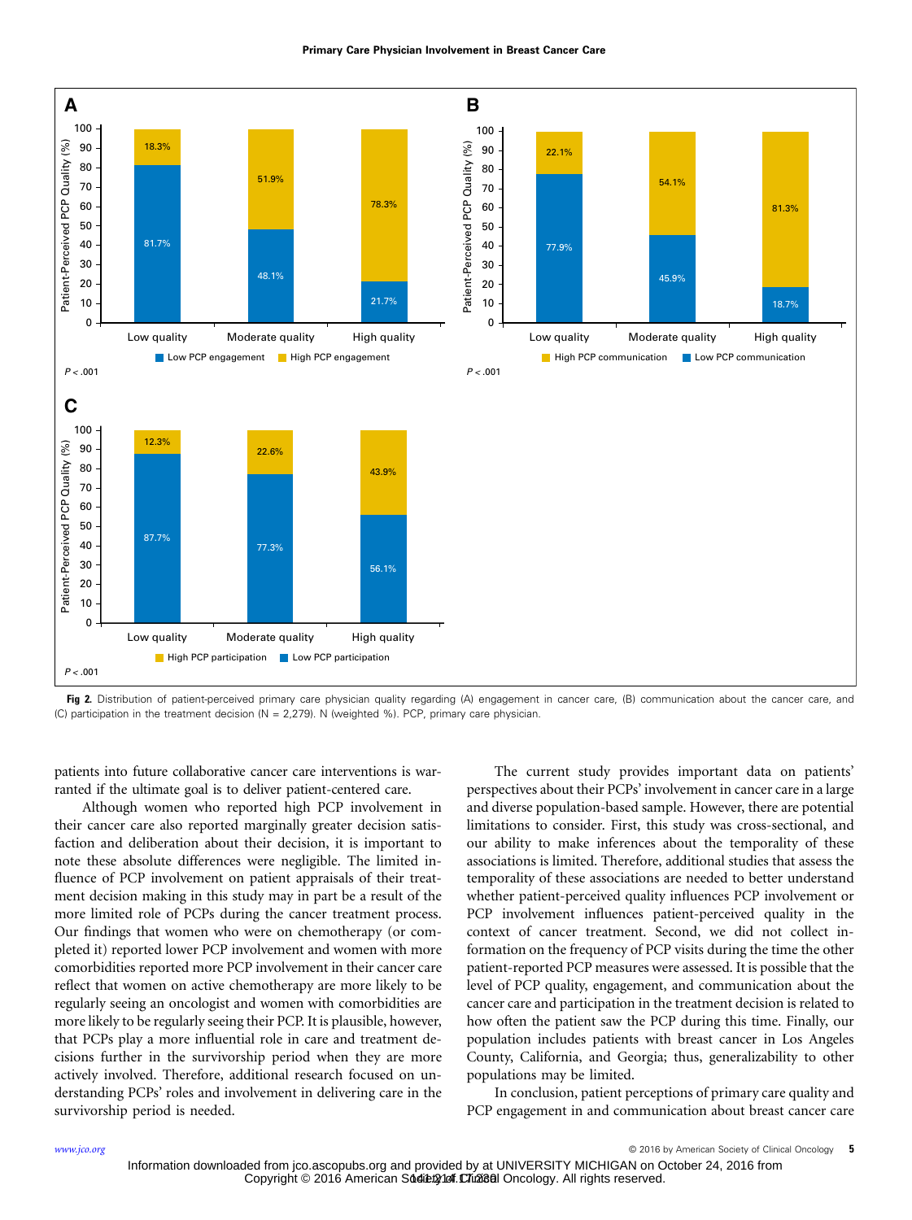A

Patient-Perceived PCP Quality (%)

100
90
80
70
60
50
40
30
20
10
0

18.3%
81.7%
51.9%
48.1%
78.3%
21.7%

Low quality
Moderate quality
High quality

Low PCP engagement
High PCP engagement

$P < .001$

B

Patient-Perceived PCP Quality (%)

100
90
80
70
60
50
40
30
20
10
0

22.1%
77.9%
54.1%
45.9%
81.3%
18.7%

Low quality
Moderate quality
High quality

High PCP communication
Low PCP communication

$P < .001$

C

Patient-Perceived PCP Quality (%)

100
90
80
70
60
50
40
30
20
10
0

12.3%
87.7%
22.6%
77.3%
43.9%
56.1%

Low quality
Moderate quality
High quality

High PCP participation
Low PCP participation

$P < .001$

**Fig 2.** Distribution of patient-perceived primary care physician quality regarding (A) engagement in cancer care, (B) communication about the cancer care, and (C) participation in the treatment decision (N = 2,279). N (weighted %). PCP, primary care physician.

patients into future collaborative cancer care interventions is warranted if the ultimate goal is to deliver patient-centered care.

Although women who reported high PCP involvement in their cancer care also reported marginally greater decision satisfaction and deliberation about their decision, it is important to note these absolute differences were negligible. The limited influence of PCP involvement on patient appraisals of their treatment decision making in this study may in part be a result of the more limited role of PCPs during the cancer treatment process. Our findings that women who were on chemotherapy (or completed it) reported lower PCP involvement and women with more comorbidities reported more PCP involvement in their cancer care reflect that women on active chemotherapy are more likely to be regularly seeing an oncologist and women with comorbidities are more likely to be regularly seeing their PCP. It is plausible, however, that PCPs play a more influential role in care and treatment decisions further in the survivorship period when they are more actively involved. Therefore, additional research focused on understanding PCPs' roles and involvement in delivering care in the survivorship period is needed.

The current study provides important data on patients' perspectives about their PCPs' involvement in cancer care in a large and diverse population-based sample. However, there are potential limitations to consider. First, this study was cross-sectional, and our ability to make inferences about the temporality of these associations is limited. Therefore, additional studies that assess the temporality of these associations are needed to better understand whether patient-perceived quality influences PCP involvement or PCP involvement influences patient-perceived quality in the context of cancer treatment. Second, we did not collect information on the frequency of PCP visits during the time the other patient-reported PCP measures were assessed. It is possible that the level of PCP quality, engagement, and communication about the cancer care and participation in the treatment decision is related to how often the patient saw the PCP during this time. Finally, our population includes patients with breast cancer in Los Angeles County, California, and Georgia; thus, generalizability to other populations may be limited.

In conclusion, patient perceptions of primary care quality and PCP engagement in and communication about breast cancer care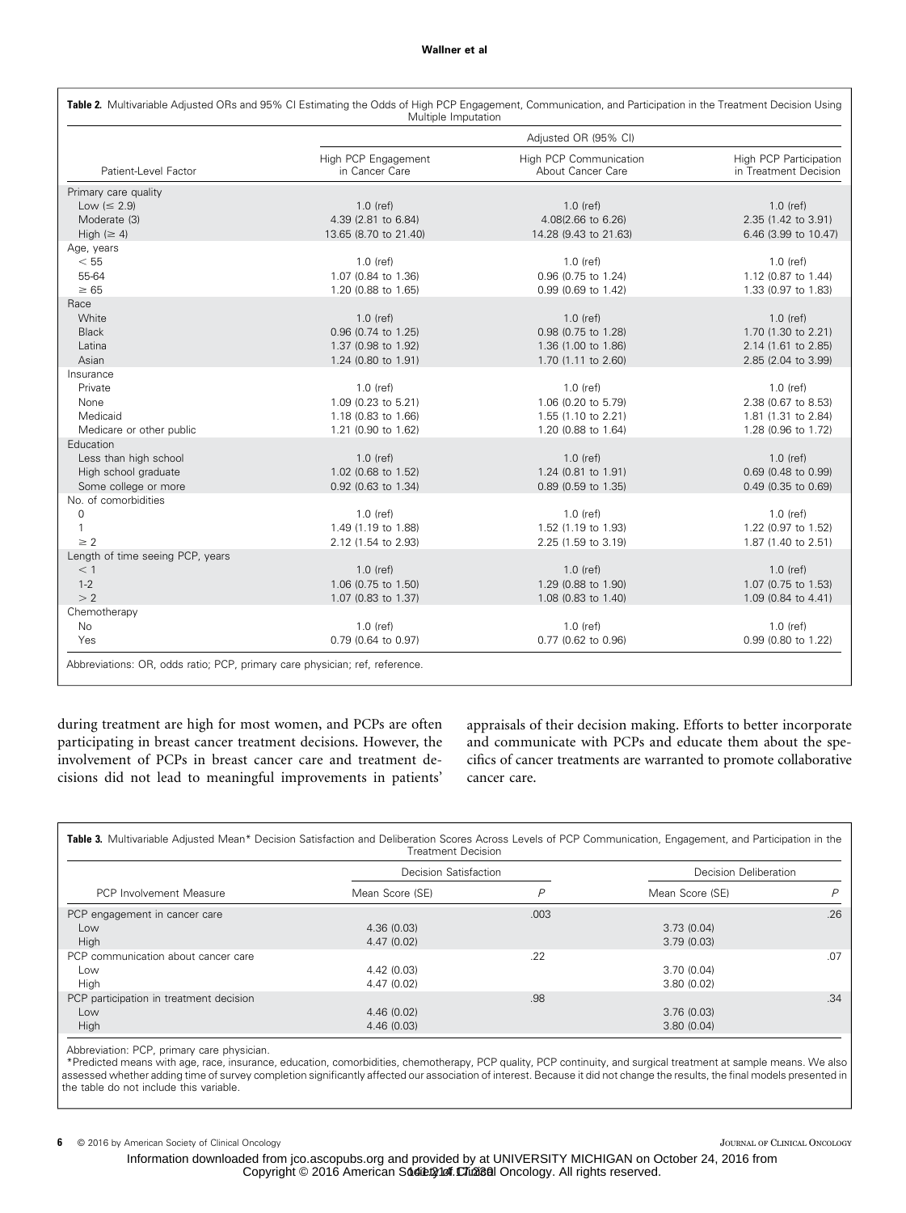**Table 2.** Multivariable Adjusted ORs and 95% CI Estimating the Odds of High PCP Engagement, Communication, and Participation in the Treatment Decision Using Multiple Imputation

| | Adjusted OR (95% CI) | | |
|---|---|---|---|
| Patient-Level Factor | High PCP Engagement in Cancer Care | High PCP Communication About Cancer Care | High PCP Participation in Treatment Decision |
| Primary care quality | | | |
| Low (≤ 2.9) | 1.0 (ref) | 1.0 (ref) | 1.0 (ref) |
| Moderate (3) | 4.39 (2.81 to 6.84) | 4.08(2.66 to 6.26) | 2.35 (1.42 to 3.91) |
| High (≥ 4) | 13.65 (8.70 to 21.40) | 14.28 (9.43 to 21.63) | 6.46 (3.99 to 10.47) |
| Age, years | | | |
| < 55 | 1.0 (ref) | 1.0 (ref) | 1.0 (ref) |
| 55-64 | 1.07 (0.84 to 1.36) | 0.96 (0.75 to 1.24) | 1.12 (0.87 to 1.44) |
| ≥ 65 | 1.20 (0.88 to 1.65) | 0.99 (0.69 to 1.42) | 1.33 (0.97 to 1.83) |
| Race | | | |
| White | 1.0 (ref) | 1.0 (ref) | 1.0 (ref) |
| Black | 0.96 (0.74 to 1.25) | 0.98 (0.75 to 1.28) | 1.70 (1.30 to 2.21) |
| Latina | 1.37 (0.98 to 1.92) | 1.36 (1.00 to 1.86) | 2.14 (1.61 to 2.85) |
| Asian | 1.24 (0.80 to 1.91) | 1.70 (1.11 to 2.60) | 2.85 (2.04 to 3.99) |
| Insurance | | | |
| Private | 1.0 (ref) | 1.0 (ref) | 1.0 (ref) |
| None | 1.09 (0.23 to 5.21) | 1.06 (0.20 to 5.79) | 2.38 (0.67 to 8.53) |
| Medicaid | 1.18 (0.83 to 1.66) | 1.55 (1.10 to 2.21) | 1.81 (1.31 to 2.84) |
| Medicare or other public | 1.21 (0.90 to 1.62) | 1.20 (0.88 to 1.64) | 1.28 (0.96 to 1.72) |
| Education | | | |
| Less than high school | 1.0 (ref) | 1.0 (ref) | 1.0 (ref) |
| High school graduate | 1.02 (0.68 to 1.52) | 1.24 (0.81 to 1.91) | 0.69 (0.48 to 0.99) |
| Some college or more | 0.92 (0.63 to 1.34) | 0.89 (0.59 to 1.35) | 0.49 (0.35 to 0.69) |
| No. of comorbidities | | | |
| 0 | 1.0 (ref) | 1.0 (ref) | 1.0 (ref) |
| 1 | 1.49 (1.19 to 1.88) | 1.52 (1.19 to 1.93) | 1.22 (0.97 to 1.52) |
| ≥ 2 | 2.12 (1.54 to 2.93) | 2.25 (1.59 to 3.19) | 1.87 (1.40 to 2.51) |
| Length of time seeing PCP, years | | | |
| < 1 | 1.0 (ref) | 1.0 (ref) | 1.0 (ref) |
| 1-2 | 1.06 (0.75 to 1.50) | 1.29 (0.88 to 1.90) | 1.07 (0.75 to 1.53) |
| > 2 | 1.07 (0.83 to 1.37) | 1.08 (0.83 to 1.40) | 1.09 (0.84 to 4.41) |
| Chemotherapy | | | |
| No | 1.0 (ref) | 1.0 (ref) | 1.0 (ref) |
| Yes | 0.79 (0.64 to 0.97) | 0.77 (0.62 to 0.96) | 0.99 (0.80 to 1.22) |

Abbreviations: OR, odds ratio; PCP, primary care physician; ref, reference.

during treatment are high for most women, and PCPs are often participating in breast cancer treatment decisions. However, the involvement of PCPs in breast cancer care and treatment decisions did not lead to meaningful improvements in patients' appraisals of their decision making. Efforts to better incorporate and communicate with PCPs and educate them about the specifics of cancer treatments are warranted to promote collaborative cancer care.

**Table 3.** Multivariable Adjusted Mean* Decision Satisfaction and Deliberation Scores Across Levels of PCP Communication, Engagement, and Participation in the Treatment Decision

| | Decision Satisfaction | | Decision Deliberation | |
|---|---|---|---|---|
| PCP Involvement Measure | Mean Score (SE) | P | Mean Score (SE) | P |
| PCP engagement in cancer care | | .003 | | .26 |
| Low | 4.36 (0.03) | | 3.73 (0.04) | |
| High | 4.47 (0.02) | | 3.79 (0.03) | |
| PCP communication about cancer care | | .22 | | .07 |
| Low | 4.42 (0.03) | | 3.70 (0.04) | |
| High | 4.47 (0.02) | | 3.80 (0.02) | |
| PCP participation in treatment decision | | .98 | | .34 |
| Low | 4.46 (0.02) | | 3.76 (0.03) | |
| High | 4.46 (0.03) | | 3.80 (0.04) | |

Abbreviation: PCP, primary care physician.

*Predicted means with age, race, insurance, education, comorbidities, chemotherapy, PCP quality, PCP continuity, and surgical treatment at sample means. We also assessed whether adding time of survey completion significantly affected our association of interest. Because it did not change the results, the final models presented in the table do not include this variable.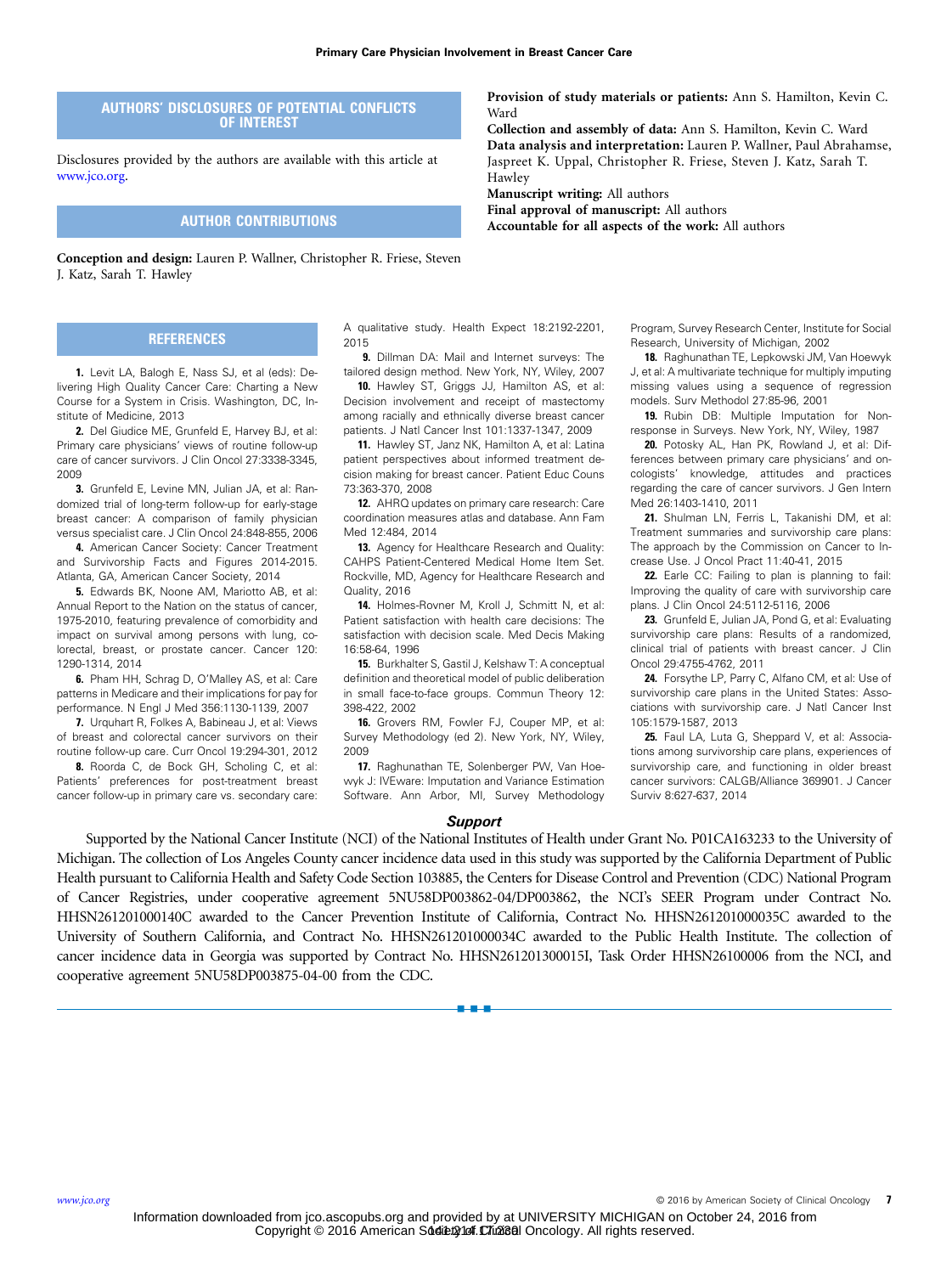## AUTHORS' DISCLOSURES OF POTENTIAL CONFLICTS OF INTEREST

Disclosures provided by the authors are available with this article at www.jco.org.

## AUTHOR CONTRIBUTIONS

**Conception and design:** Lauren P. Wallner, Christopher R. Friese, Steven J. Katz, Sarah T. Hawley

**Provision of study materials or patients:** Ann S. Hamilton, Kevin C. Ward

**Collection and assembly of data:** Ann S. Hamilton, Kevin C. Ward

**Data analysis and interpretation:** Lauren P. Wallner, Paul Abrahamse, Jaspreet K. Uppal, Christopher R. Friese, Steven J. Katz, Sarah T. Hawley

**Manuscript writing:** All authors

**Final approval of manuscript:** All authors

**Accountable for all aspects of the work:** All authors

## REFERENCES

**1.** Levit LA, Balogh E, Nass SJ, et al (eds): Delivering High Quality Cancer Care: Charting a New Course for a System in Crisis. Washington, DC, Institute of Medicine, 2013

**2.** Del Giudice ME, Grunfeld E, Harvey BJ, et al: Primary care physicians' views of routine follow-up care of cancer survivors. J Clin Oncol 27:3338-3345, 2009

**3.** Grunfeld E, Levine MN, Julian JA, et al: Randomized trial of long-term follow-up for early-stage breast cancer: A comparison of family physician versus specialist care. J Clin Oncol 24:848-855, 2006

**4.** American Cancer Society: Cancer Treatment and Survivorship Facts and Figures 2014-2015. Atlanta, GA, American Cancer Society, 2014

**5.** Edwards BK, Noone AM, Mariotto AB, et al: Annual Report to the Nation on the status of cancer, 1975-2010, featuring prevalence of comorbidity and impact on survival among persons with lung, colorectal, breast, or prostate cancer. Cancer 120: 1290-1314, 2014

**6.** Pham HH, Schrag D, O'Malley AS, et al: Care patterns in Medicare and their implications for pay for performance. N Engl J Med 356:1130-1139, 2007

**7.** Urquhart R, Folkes A, Babineau J, et al: Views of breast and colorectal cancer survivors on their routine follow-up care. Curr Oncol 19:294-301, 2012

**8.** Roorda C, de Bock GH, Scholing C, et al: Patients' preferences for post-treatment breast cancer follow-up in primary care vs. secondary care: A qualitative study. Health Expect 18:2192-2201, 2015

**9.** Dillman DA: Mail and Internet surveys: The tailored design method. New York, NY, Wiley, 2007

**10.** Hawley ST, Griggs JJ, Hamilton AS, et al: Decision involvement and receipt of mastectomy among racially and ethnically diverse breast cancer patients. J Natl Cancer Inst 101:1337-1347, 2009

**11.** Hawley ST, Janz NK, Hamilton A, et al: Latina patient perspectives about informed treatment decision making for breast cancer. Patient Educ Couns 73:363-370, 2008

**12.** AHRQ updates on primary care research: Care coordination measures atlas and database. Ann Fam Med 12:484, 2014

**13.** Agency for Healthcare Research and Quality: CAHPS Patient-Centered Medical Home Item Set. Rockville, MD, Agency for Healthcare Research and Quality, 2016

**14.** Holmes-Rovner M, Kroll J, Schmitt N, et al: Patient satisfaction with health care decisions: The satisfaction with decision scale. Med Decis Making 16:58-64, 1996

**15.** Burkhalter S, Gastil J, Kelshaw T: A conceptual definition and theoretical model of public deliberation in small face-to-face groups. Commun Theory 12: 398-422, 2002

**16.** Grovers RM, Fowler FJ, Couper MP, et al: Survey Methodology (ed 2). New York, NY, Wiley, 2009

**17.** Raghunathan TE, Solenberger PW, Van Hoewyk J: IVEware: Imputation and Variance Estimation Software. Ann Arbor, MI, Survey Methodology Program, Survey Research Center, Institute for Social Research, University of Michigan, 2002

**18.** Raghunathan TE, Lepkowski JM, Van Hoewyk J, et al: A multivariate technique for multiply imputing missing values using a sequence of regression models. Surv Methodol 27:85-96, 2001

**19.** Rubin DB: Multiple Imputation for Nonresponse in Surveys. New York, NY, Wiley, 1987

**20.** Potosky AL, Han PK, Rowland J, et al: Differences between primary care physicians' and oncologists' knowledge, attitudes and practices regarding the care of cancer survivors. J Gen Intern Med 26:1403-1410, 2011

**21.** Shulman LN, Ferris L, Takanishi DM, et al: Treatment summaries and survivorship care plans: The approach by the Commission on Cancer to Increase Use. J Oncol Pract 11:40-41, 2015

**22.** Earle CC: Failing to plan is planning to fail: Improving the quality of care with survivorship care plans. J Clin Oncol 24:5112-5116, 2006

**23.** Grunfeld E, Julian JA, Pond G, et al: Evaluating survivorship care plans: Results of a randomized, clinical trial of patients with breast cancer. J Clin Oncol 29:4755-4762, 2011

**24.** Forsythe LP, Parry C, Alfano CM, et al: Use of survivorship care plans in the United States: Associations with survivorship care. J Natl Cancer Inst 105:1579-1587, 2013

**25.** Faul LA, Luta G, Sheppard V, et al: Associations among survivorship care plans, experiences of survivorship care, and functioning in older breast cancer survivors: CALGB/Alliance 369901. J Cancer Surviv 8:627-637, 2014

### *Support*

Supported by the National Cancer Institute (NCI) of the National Institutes of Health under Grant No. P01CA163233 to the University of Michigan. The collection of Los Angeles County cancer incidence data used in this study was supported by the California Department of Public Health pursuant to California Health and Safety Code Section 103885, the Centers for Disease Control and Prevention (CDC) National Program of Cancer Registries, under cooperative agreement 5NU58DP003862-04/DP003862, the NCI's SEER Program under Contract No. HHSN261201000140C awarded to the Cancer Prevention Institute of California, Contract No. HHSN261201000035C awarded to the University of Southern California, and Contract No. HHSN261201000034C awarded to the Public Health Institute. The collection of cancer incidence data in Georgia was supported by Contract No. HHSN261201300015I, Task Order HHSN26100006 from the NCI, and cooperative agreement 5NU58DP003875-04-00 from the CDC.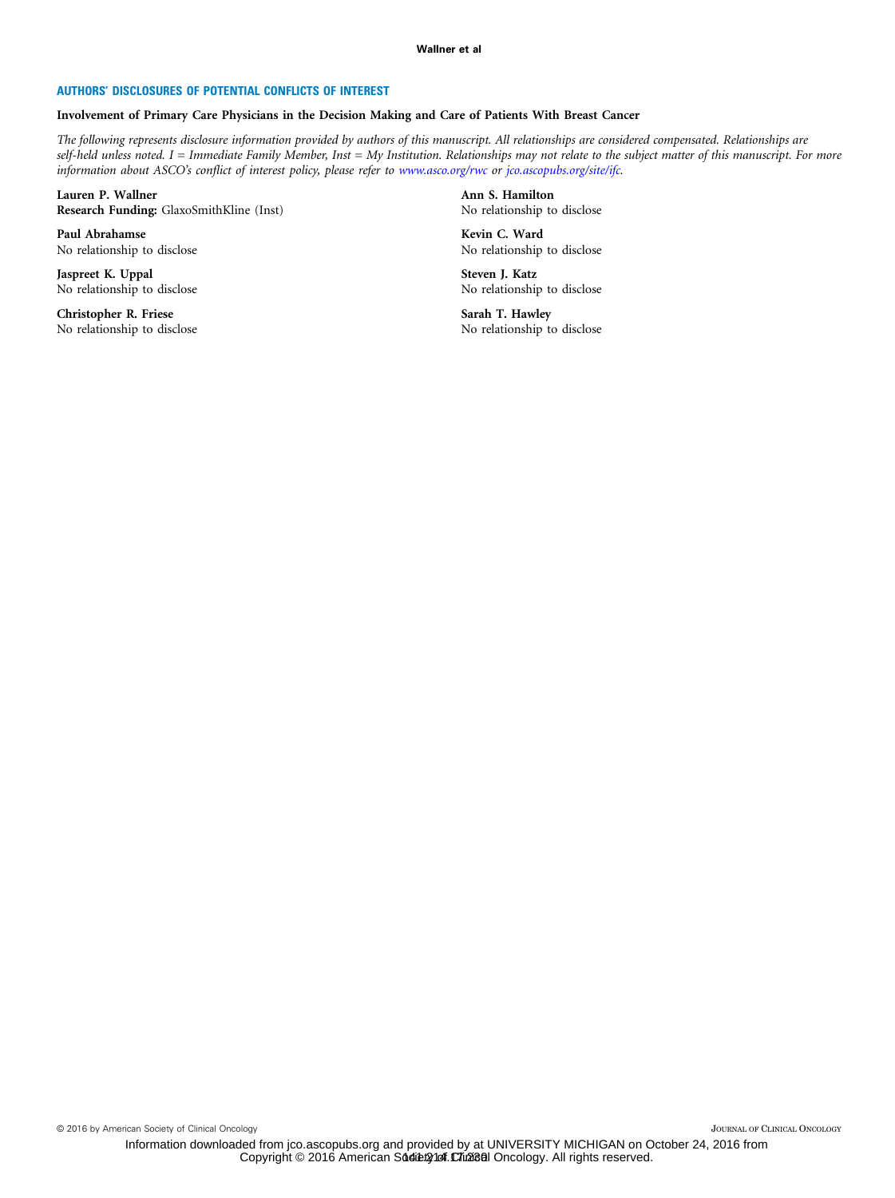## AUTHORS' DISCLOSURES OF POTENTIAL CONFLICTS OF INTEREST

**Involvement of Primary Care Physicians in the Decision Making and Care of Patients With Breast Cancer**

*The following represents disclosure information provided by authors of this manuscript. All relationships are considered compensated. Relationships are self-held unless noted. I = Immediate Family Member, Inst = My Institution. Relationships may not relate to the subject matter of this manuscript. For more information about ASCO's conflict of interest policy, please refer to www.asco.org/rwc or jco.ascopubs.org/site/ifc.*

**Lauren P. Wallner**
**Research Funding:** GlaxoSmithKline (Inst)

**Paul Abrahamse**
No relationship to disclose

**Jaspreet K. Uppal**
No relationship to disclose

**Christopher R. Friese**
No relationship to disclose

**Ann S. Hamilton**
No relationship to disclose

**Kevin C. Ward**
No relationship to disclose

**Steven J. Katz**
No relationship to disclose

**Sarah T. Hawley**
No relationship to disclose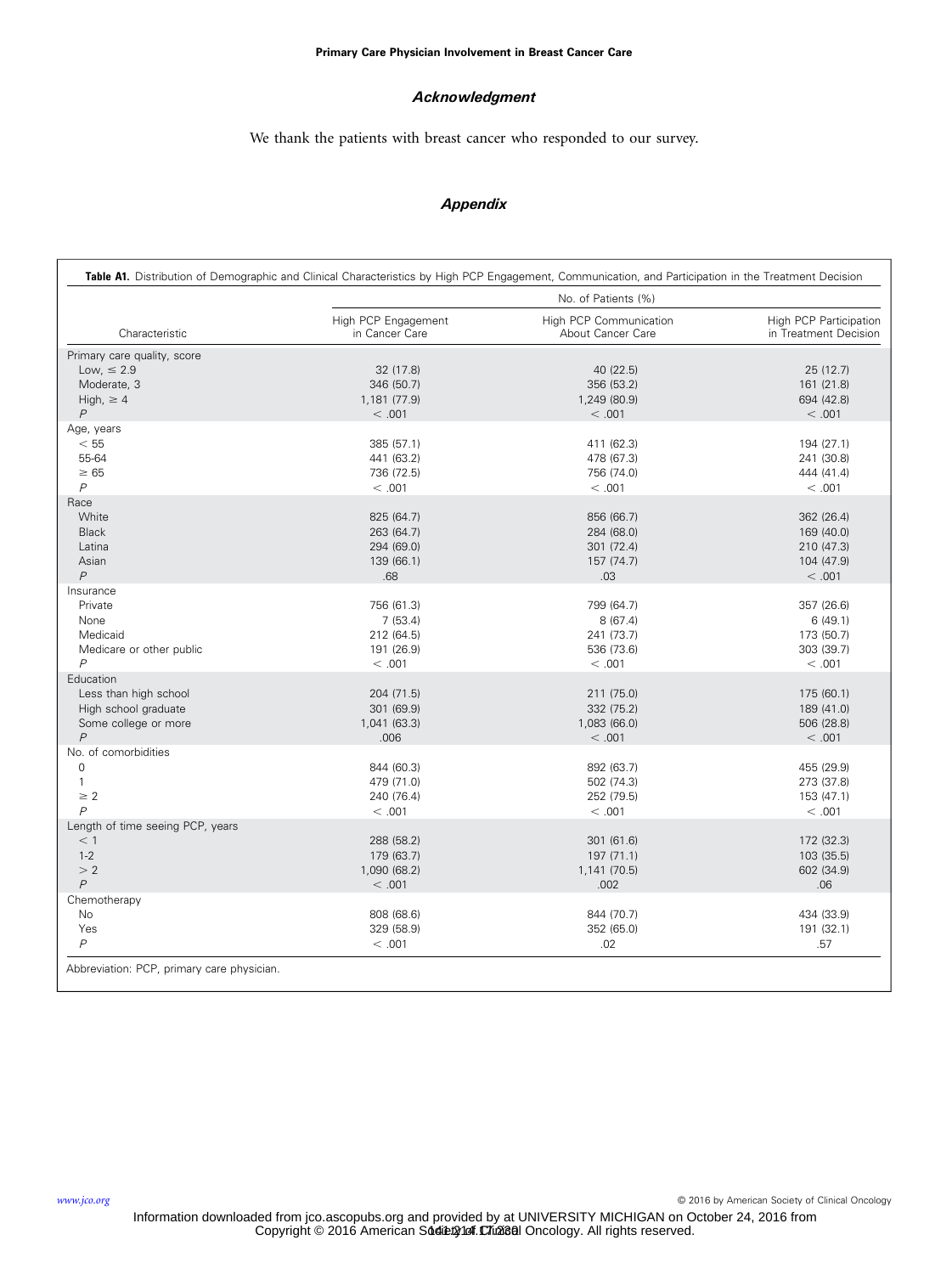## Acknowledgment

We thank the patients with breast cancer who responded to our survey.

## Appendix

**Table A1.** Distribution of Demographic and Clinical Characteristics by High PCP Engagement, Communication, and Participation in the Treatment Decision

| Characteristic | No. of Patients (%) | | |
|---|---|---|---|
| | High PCP Engagement in Cancer Care | High PCP Communication About Cancer Care | High PCP Participation in Treatment Decision |
| Primary care quality, score | | | |
| Low, ≤ 2.9 | 32 (17.8) | 40 (22.5) | 25 (12.7) |
| Moderate, 3 | 346 (50.7) | 356 (53.2) | 161 (21.8) |
| High, ≥ 4 | 1,181 (77.9) | 1,249 (80.9) | 694 (42.8) |
| *P* | < .001 | < .001 | < .001 |
| Age, years | | | |
| < 55 | 385 (57.1) | 411 (62.3) | 194 (27.1) |
| 55-64 | 441 (63.2) | 478 (67.3) | 241 (30.8) |
| ≥ 65 | 736 (72.5) | 756 (74.0) | 444 (41.4) |
| *P* | < .001 | < .001 | < .001 |
| Race | | | |
| White | 825 (64.7) | 856 (66.7) | 362 (26.4) |
| Black | 263 (64.7) | 284 (68.0) | 169 (40.0) |
| Latina | 294 (69.0) | 301 (72.4) | 210 (47.3) |
| Asian | 139 (66.1) | 157 (74.7) | 104 (47.9) |
| *P* | .68 | .03 | < .001 |
| Insurance | | | |
| Private | 756 (61.3) | 799 (64.7) | 357 (26.6) |
| None | 7 (53.4) | 8 (67.4) | 6 (49.1) |
| Medicaid | 212 (64.5) | 241 (73.7) | 173 (50.7) |
| Medicare or other public | 191 (26.9) | 536 (73.6) | 303 (39.7) |
| *P* | < .001 | < .001 | < .001 |
| Education | | | |
| Less than high school | 204 (71.5) | 211 (75.0) | 175 (60.1) |
| High school graduate | 301 (69.9) | 332 (75.2) | 189 (41.0) |
| Some college or more | 1,041 (63.3) | 1,083 (66.0) | 506 (28.8) |
| *P* | .006 | < .001 | < .001 |
| No. of comorbidities | | | |
| 0 | 844 (60.3) | 892 (63.7) | 455 (29.9) |
| 1 | 479 (71.0) | 502 (74.3) | 273 (37.8) |
| ≥ 2 | 240 (76.4) | 252 (79.5) | 153 (47.1) |
| *P* | < .001 | < .001 | < .001 |
| Length of time seeing PCP, years | | | |
| < 1 | 288 (58.2) | 301 (61.6) | 172 (32.3) |
| 1-2 | 179 (63.7) | 197 (71.1) | 103 (35.5) |
| > 2 | 1,090 (68.2) | 1,141 (70.5) | 602 (34.9) |
| *P* | < .001 | .002 | .06 |
| Chemotherapy | | | |
| No | 808 (68.6) | 844 (70.7) | 434 (33.9) |
| Yes | 329 (58.9) | 352 (65.0) | 191 (32.1) |
| *P* | < .001 | .02 | .57 |

Abbreviation: PCP, primary care physician.